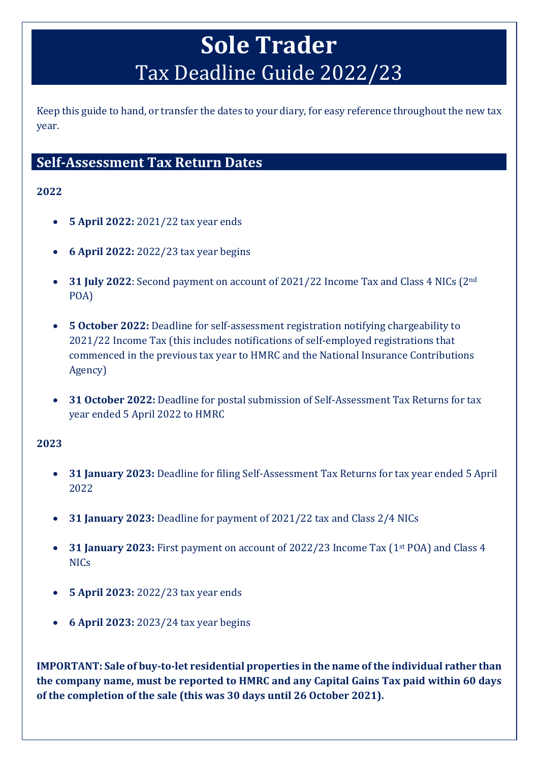# **Sole Trader**
# Tax Deadline Guide 2022/23

Keep this guide to hand, or transfer the dates to your diary, for easy reference throughout the new tax year.

## Self-Assessment Tax Return Dates

**2022**

- **5 April 2022:** 2021/22 tax year ends
- **6 April 2022:** 2022/23 tax year begins
- **31 July 2022**: Second payment on account of 2021/22 Income Tax and Class 4 NICs (2nd POA)
- **5 October 2022:** Deadline for self-assessment registration notifying chargeability to 2021/22 Income Tax (this includes notifications of self-employed registrations that commenced in the previous tax year to HMRC and the National Insurance Contributions Agency)
- **31 October 2022:** Deadline for postal submission of Self-Assessment Tax Returns for tax year ended 5 April 2022 to HMRC

**2023**

- **31 January 2023:** Deadline for filing Self-Assessment Tax Returns for tax year ended 5 April 2022
- **31 January 2023:** Deadline for payment of 2021/22 tax and Class 2/4 NICs
- **31 January 2023:** First payment on account of 2022/23 Income Tax (1st POA) and Class 4 NICs
- **5 April 2023:** 2022/23 tax year ends
- **6 April 2023:** 2023/24 tax year begins

**IMPORTANT: Sale of buy-to-let residential properties in the name of the individual rather than the company name, must be reported to HMRC and any Capital Gains Tax paid within 60 days of the completion of the sale (this was 30 days until 26 October 2021).**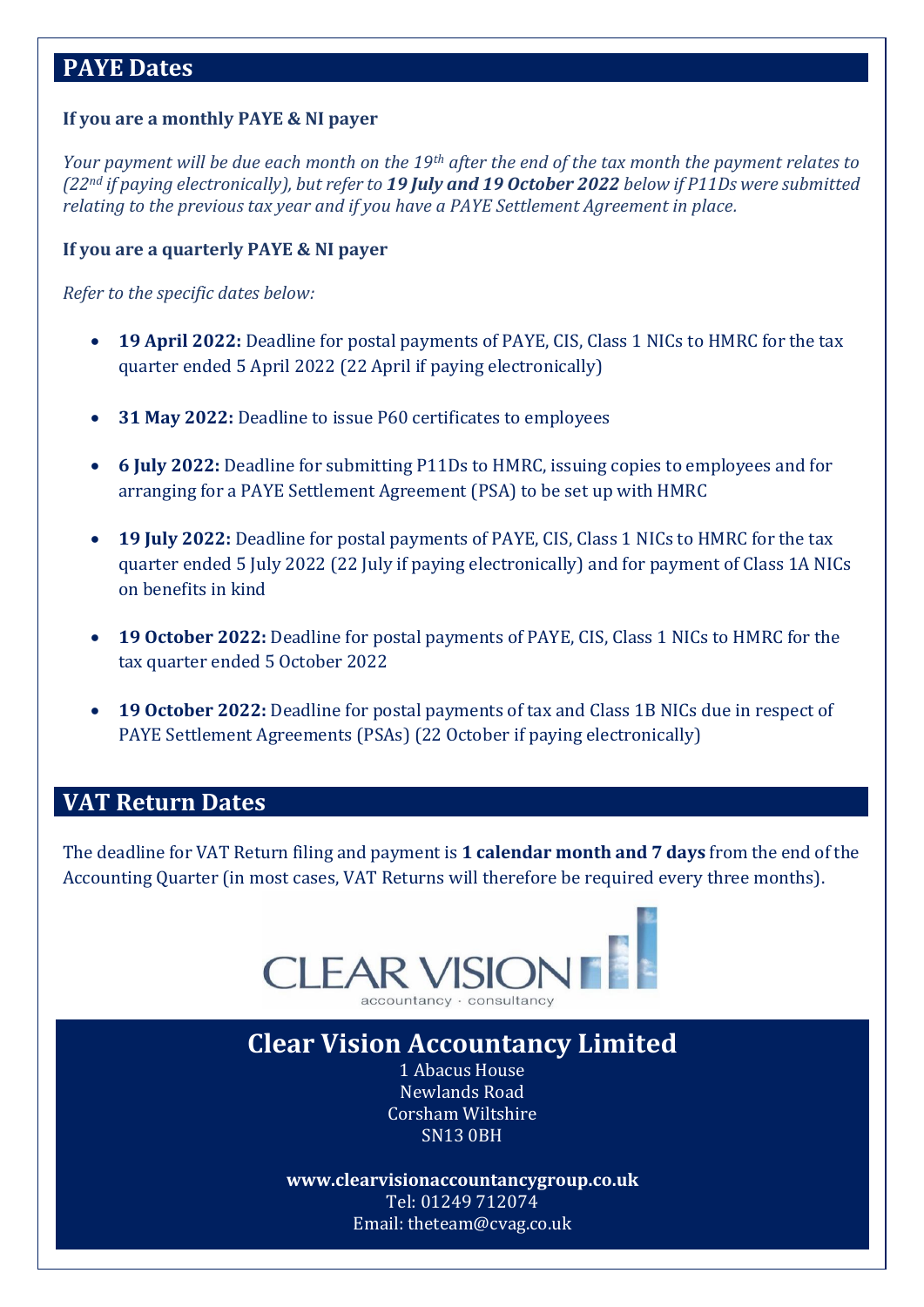## PAYE Dates

**If you are a monthly PAYE & NI payer**

*Your payment will be due each month on the 19th after the end of the tax month the payment relates to (22nd if paying electronically), but refer to **19 July and 19 October 2022** below if P11Ds were submitted relating to the previous tax year and if you have a PAYE Settlement Agreement in place.*

**If you are a quarterly PAYE & NI payer**

*Refer to the specific dates below:*

- **19 April 2022:** Deadline for postal payments of PAYE, CIS, Class 1 NICs to HMRC for the tax quarter ended 5 April 2022 (22 April if paying electronically)
- **31 May 2022:** Deadline to issue P60 certificates to employees
- **6 July 2022:** Deadline for submitting P11Ds to HMRC, issuing copies to employees and for arranging for a PAYE Settlement Agreement (PSA) to be set up with HMRC
- **19 July 2022:** Deadline for postal payments of PAYE, CIS, Class 1 NICs to HMRC for the tax quarter ended 5 July 2022 (22 July if paying electronically) and for payment of Class 1A NICs on benefits in kind
- **19 October 2022:** Deadline for postal payments of PAYE, CIS, Class 1 NICs to HMRC for the tax quarter ended 5 October 2022
- **19 October 2022:** Deadline for postal payments of tax and Class 1B NICs due in respect of PAYE Settlement Agreements (PSAs) (22 October if paying electronically)

## VAT Return Dates

The deadline for VAT Return filing and payment is **1 calendar month and 7 days** from the end of the Accounting Quarter (in most cases, VAT Returns will therefore be required every three months).

CLEAR VISION
accountancy · consultancy

## Clear Vision Accountancy Limited

1 Abacus House
Newlands Road
Corsham Wiltshire
SN13 0BH

**www.clearvisionaccountancygroup.co.uk**
Tel: 01249 712074
Email: theteam@cvag.co.uk